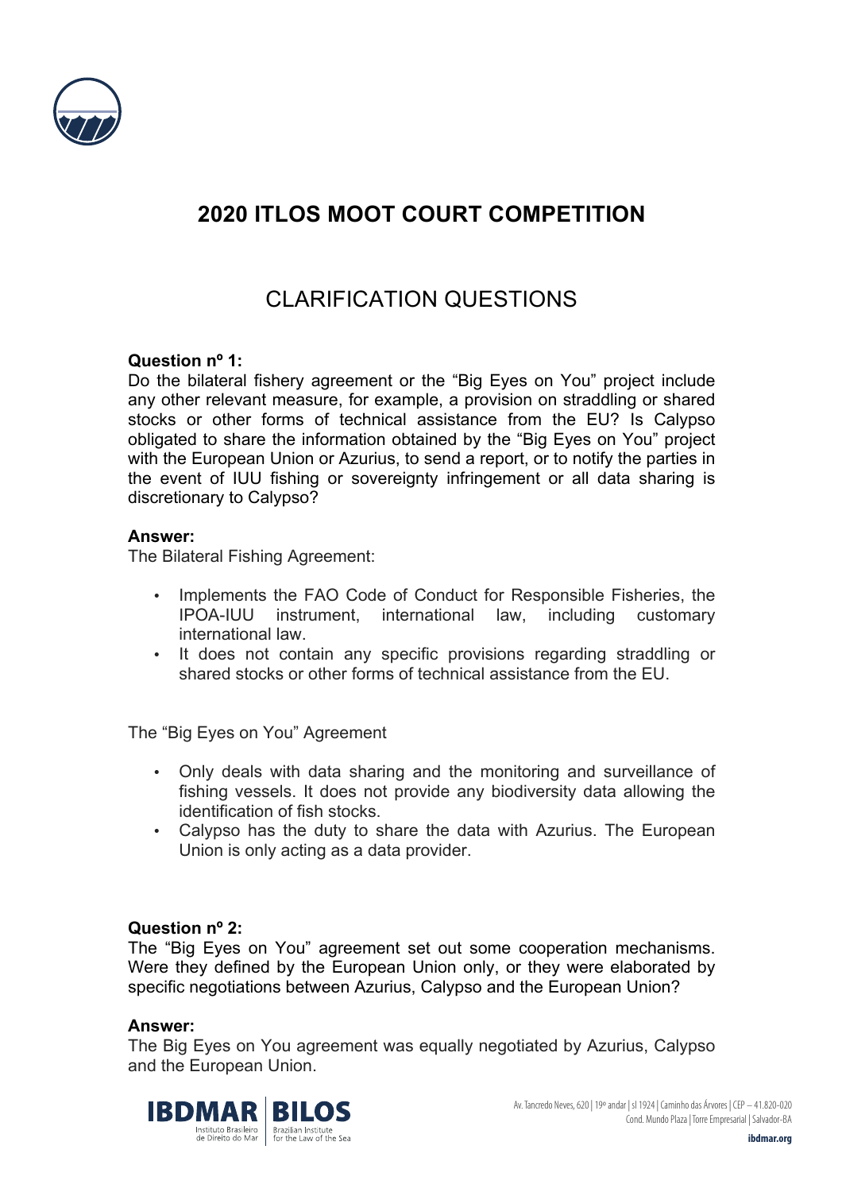# 2020 ITLOS MOOT COURT COMPETITION

## CLARIFICATION QUESTIONS

**Question nº 1:**
Do the bilateral fishery agreement or the "Big Eyes on You" project include any other relevant measure, for example, a provision on straddling or shared stocks or other forms of technical assistance from the EU? Is Calypso obligated to share the information obtained by the "Big Eyes on You" project with the European Union or Azurius, to send a report, or to notify the parties in the event of IUU fishing or sovereignty infringement or all data sharing is discretionary to Calypso?

**Answer:**
The Bilateral Fishing Agreement:

- Implements the FAO Code of Conduct for Responsible Fisheries, the IPOA-IUU instrument, international law, including customary international law.
- It does not contain any specific provisions regarding straddling or shared stocks or other forms of technical assistance from the EU.

The "Big Eyes on You" Agreement

- Only deals with data sharing and the monitoring and surveillance of fishing vessels. It does not provide any biodiversity data allowing the identification of fish stocks.
- Calypso has the duty to share the data with Azurius. The European Union is only acting as a data provider.

**Question nº 2:**
The "Big Eyes on You" agreement set out some cooperation mechanisms. Were they defined by the European Union only, or they were elaborated by specific negotiations between Azurius, Calypso and the European Union?

**Answer:**
The Big Eyes on You agreement was equally negotiated by Azurius, Calypso and the European Union.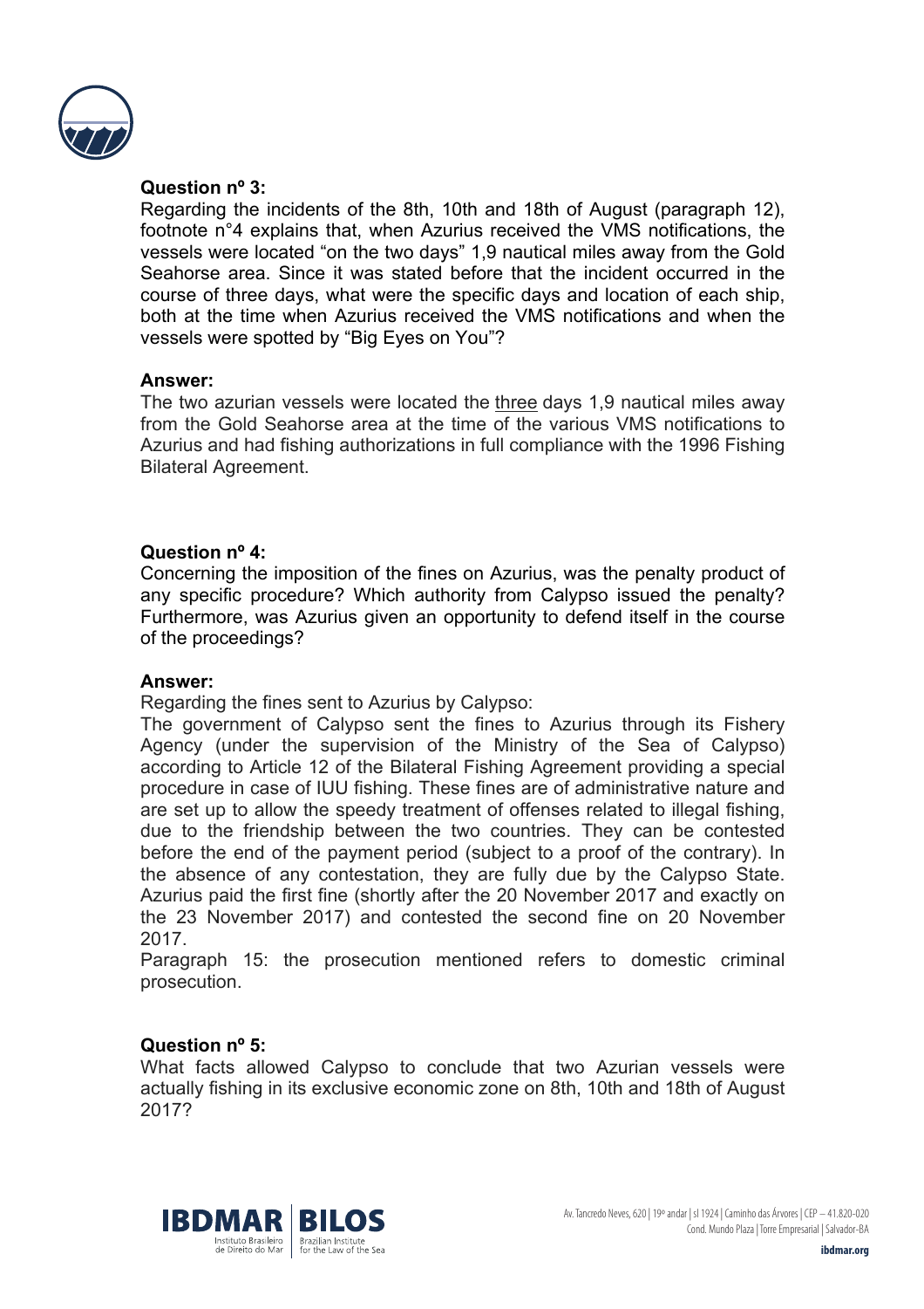**Question nº 3:**
Regarding the incidents of the 8th, 10th and 18th of August (paragraph 12), footnote n°4 explains that, when Azurius received the VMS notifications, the vessels were located "on the two days" 1,9 nautical miles away from the Gold Seahorse area. Since it was stated before that the incident occurred in the course of three days, what were the specific days and location of each ship, both at the time when Azurius received the VMS notifications and when the vessels were spotted by "Big Eyes on You"?

**Answer:**
The two azurian vessels were located the three days 1,9 nautical miles away from the Gold Seahorse area at the time of the various VMS notifications to Azurius and had fishing authorizations in full compliance with the 1996 Fishing Bilateral Agreement.

**Question nº 4:**
Concerning the imposition of the fines on Azurius, was the penalty product of any specific procedure? Which authority from Calypso issued the penalty? Furthermore, was Azurius given an opportunity to defend itself in the course of the proceedings?

**Answer:**
Regarding the fines sent to Azurius by Calypso:
The government of Calypso sent the fines to Azurius through its Fishery Agency (under the supervision of the Ministry of the Sea of Calypso) according to Article 12 of the Bilateral Fishing Agreement providing a special procedure in case of IUU fishing. These fines are of administrative nature and are set up to allow the speedy treatment of offenses related to illegal fishing, due to the friendship between the two countries. They can be contested before the end of the payment period (subject to a proof of the contrary). In the absence of any contestation, they are fully due by the Calypso State. Azurius paid the first fine (shortly after the 20 November 2017 and exactly on the 23 November 2017) and contested the second fine on 20 November 2017.
Paragraph 15: the prosecution mentioned refers to domestic criminal prosecution.

**Question nº 5:**
What facts allowed Calypso to conclude that two Azurian vessels were actually fishing in its exclusive economic zone on 8th, 10th and 18th of August 2017?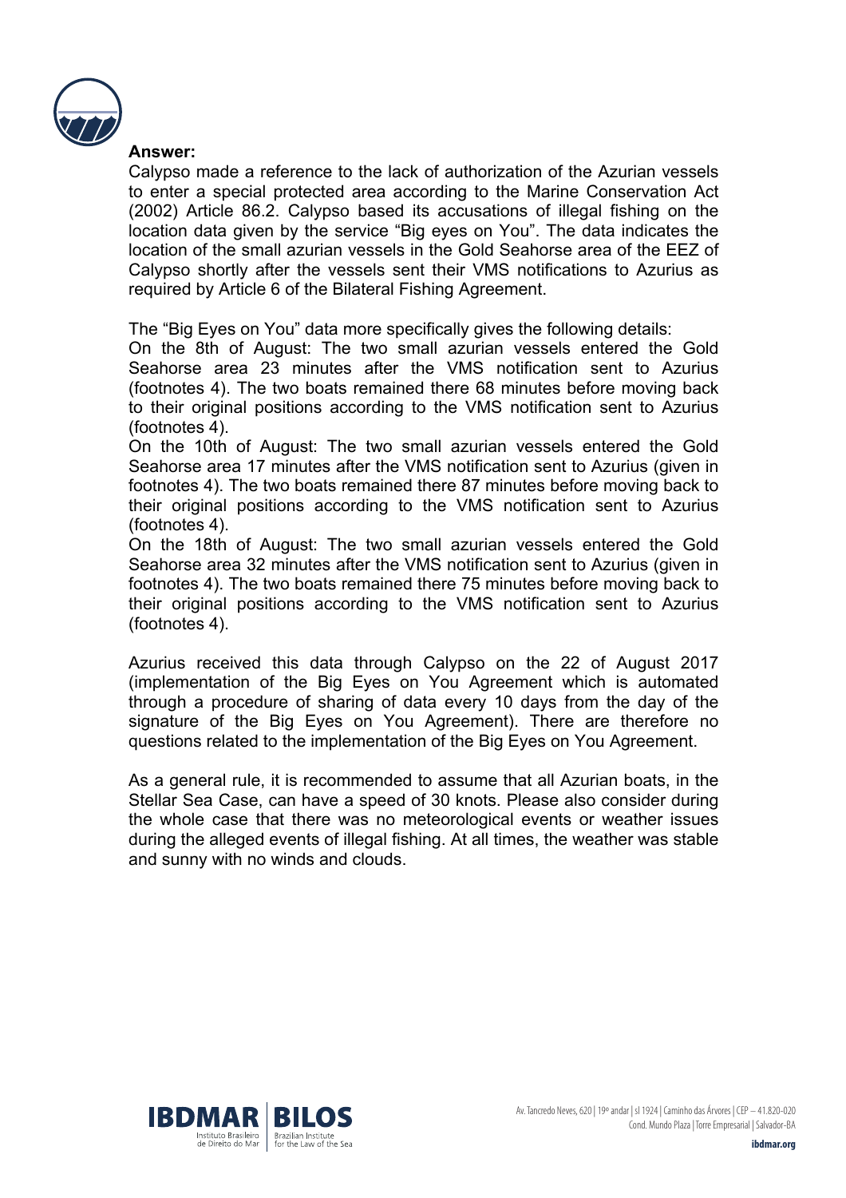**Answer:**

Calypso made a reference to the lack of authorization of the Azurian vessels to enter a special protected area according to the Marine Conservation Act (2002) Article 86.2. Calypso based its accusations of illegal fishing on the location data given by the service "Big eyes on You". The data indicates the location of the small azurian vessels in the Gold Seahorse area of the EEZ of Calypso shortly after the vessels sent their VMS notifications to Azurius as required by Article 6 of the Bilateral Fishing Agreement.

The "Big Eyes on You" data more specifically gives the following details:
On the 8th of August: The two small azurian vessels entered the Gold Seahorse area 23 minutes after the VMS notification sent to Azurius (footnotes 4). The two boats remained there 68 minutes before moving back to their original positions according to the VMS notification sent to Azurius (footnotes 4).
On the 10th of August: The two small azurian vessels entered the Gold Seahorse area 17 minutes after the VMS notification sent to Azurius (given in footnotes 4). The two boats remained there 87 minutes before moving back to their original positions according to the VMS notification sent to Azurius (footnotes 4).
On the 18th of August: The two small azurian vessels entered the Gold Seahorse area 32 minutes after the VMS notification sent to Azurius (given in footnotes 4). The two boats remained there 75 minutes before moving back to their original positions according to the VMS notification sent to Azurius (footnotes 4).

Azurius received this data through Calypso on the 22 of August 2017 (implementation of the Big Eyes on You Agreement which is automated through a procedure of sharing of data every 10 days from the day of the signature of the Big Eyes on You Agreement). There are therefore no questions related to the implementation of the Big Eyes on You Agreement.

As a general rule, it is recommended to assume that all Azurian boats, in the Stellar Sea Case, can have a speed of 30 knots. Please also consider during the whole case that there was no meteorological events or weather issues during the alleged events of illegal fishing. At all times, the weather was stable and sunny with no winds and clouds.